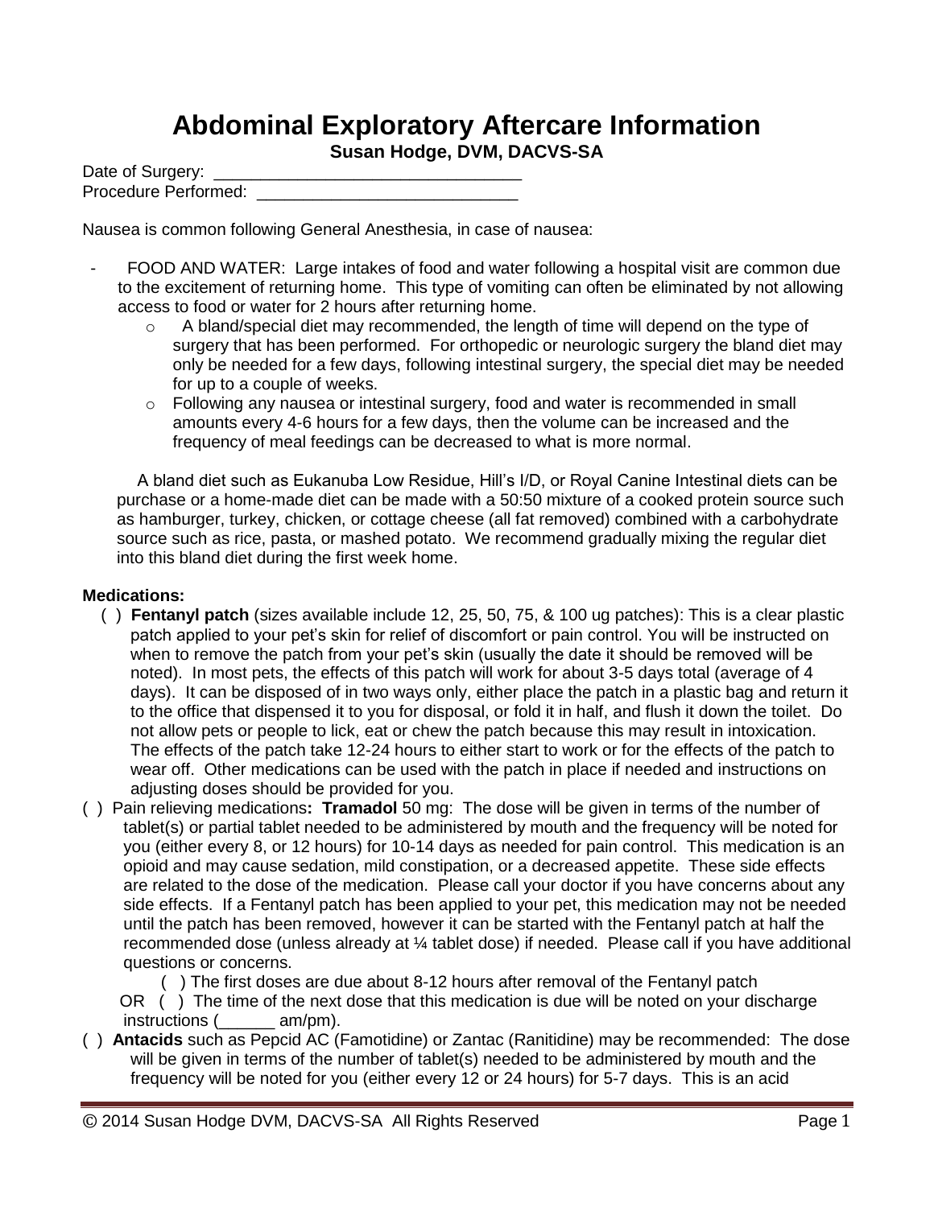# Abdominal Exploratory Aftercare Information

**Susan Hodge, DVM, DACVS-SA**

Date of Surgery: ________________________________

Procedure Performed: ___________________________

Nausea is common following General Anesthesia, in case of nausea:

- FOOD AND WATER: Large intakes of food and water following a hospital visit are common due to the excitement of returning home. This type of vomiting can often be eliminated by not allowing access to food or water for 2 hours after returning home.
  - A bland/special diet may recommended, the length of time will depend on the type of surgery that has been performed. For orthopedic or neurologic surgery the bland diet may only be needed for a few days, following intestinal surgery, the special diet may be needed for up to a couple of weeks.
  - Following any nausea or intestinal surgery, food and water is recommended in small amounts every 4-6 hours for a few days, then the volume can be increased and the frequency of meal feedings can be decreased to what is more normal.

A bland diet such as Eukanuba Low Residue, Hill's I/D, or Royal Canine Intestinal diets can be purchase or a home-made diet can be made with a 50:50 mixture of a cooked protein source such as hamburger, turkey, chicken, or cottage cheese (all fat removed) combined with a carbohydrate source such as rice, pasta, or mashed potato. We recommend gradually mixing the regular diet into this bland diet during the first week home.

**Medications:**

( ) **Fentanyl patch** (sizes available include 12, 25, 50, 75, & 100 ug patches): This is a clear plastic patch applied to your pet's skin for relief of discomfort or pain control. You will be instructed on when to remove the patch from your pet's skin (usually the date it should be removed will be noted). In most pets, the effects of this patch will work for about 3-5 days total (average of 4 days). It can be disposed of in two ways only, either place the patch in a plastic bag and return it to the office that dispensed it to you for disposal, or fold it in half, and flush it down the toilet. Do not allow pets or people to lick, eat or chew the patch because this may result in intoxication. The effects of the patch take 12-24 hours to either start to work or for the effects of the patch to wear off. Other medications can be used with the patch in place if needed and instructions on adjusting doses should be provided for you.

( ) Pain relieving medications**:** **Tramadol** 50 mg: The dose will be given in terms of the number of tablet(s) or partial tablet needed to be administered by mouth and the frequency will be noted for you (either every 8, or 12 hours) for 10-14 days as needed for pain control. This medication is an opioid and may cause sedation, mild constipation, or a decreased appetite. These side effects are related to the dose of the medication. Please call your doctor if you have concerns about any side effects. If a Fentanyl patch has been applied to your pet, this medication may not be needed until the patch has been removed, however it can be started with the Fentanyl patch at half the recommended dose (unless already at ¼ tablet dose) if needed. Please call if you have additional questions or concerns.

( ) The first doses are due about 8-12 hours after removal of the Fentanyl patch

OR ( ) The time of the next dose that this medication is due will be noted on your discharge instructions (______ am/pm).

( ) **Antacids** such as Pepcid AC (Famotidine) or Zantac (Ranitidine) may be recommended: The dose will be given in terms of the number of tablet(s) needed to be administered by mouth and the frequency will be noted for you (either every 12 or 24 hours) for 5-7 days. This is an acid

© 2014 Susan Hodge DVM, DACVS-SA All Rights Reserved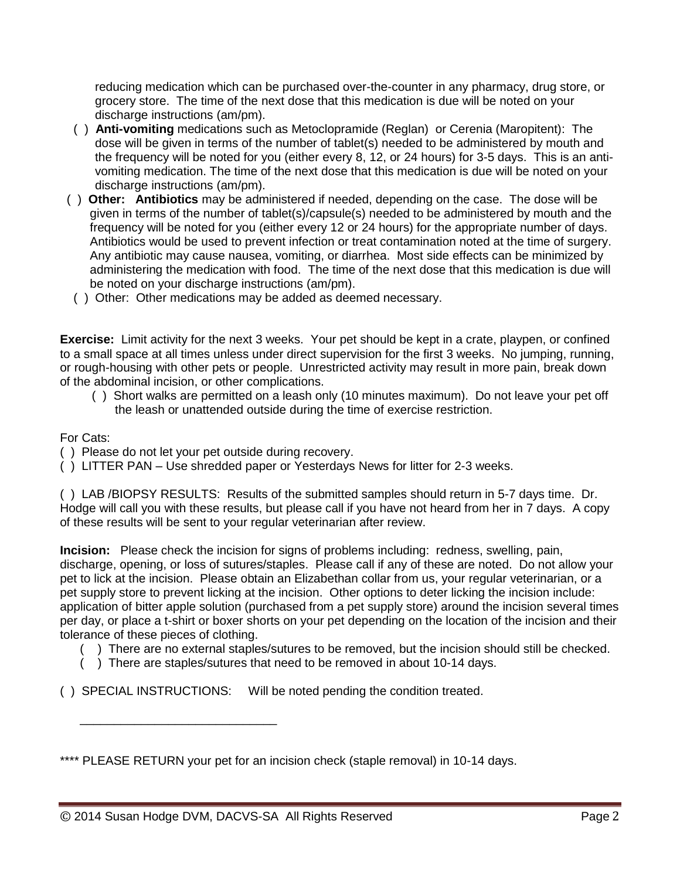reducing medication which can be purchased over-the-counter in any pharmacy, drug store, or grocery store. The time of the next dose that this medication is due will be noted on your discharge instructions (am/pm).

( ) **Anti-vomiting** medications such as Metoclopramide (Reglan) or Cerenia (Maropitent): The dose will be given in terms of the number of tablet(s) needed to be administered by mouth and the frequency will be noted for you (either every 8, 12, or 24 hours) for 3-5 days. This is an anti-vomiting medication. The time of the next dose that this medication is due will be noted on your discharge instructions (am/pm).

( ) **Other: Antibiotics** may be administered if needed, depending on the case. The dose will be given in terms of the number of tablet(s)/capsule(s) needed to be administered by mouth and the frequency will be noted for you (either every 12 or 24 hours) for the appropriate number of days. Antibiotics would be used to prevent infection or treat contamination noted at the time of surgery. Any antibiotic may cause nausea, vomiting, or diarrhea. Most side effects can be minimized by administering the medication with food. The time of the next dose that this medication is due will be noted on your discharge instructions (am/pm).

( ) Other: Other medications may be added as deemed necessary.

**Exercise:** Limit activity for the next 3 weeks. Your pet should be kept in a crate, playpen, or confined to a small space at all times unless under direct supervision for the first 3 weeks. No jumping, running, or rough-housing with other pets or people. Unrestricted activity may result in more pain, break down of the abdominal incision, or other complications.

( ) Short walks are permitted on a leash only (10 minutes maximum). Do not leave your pet off the leash or unattended outside during the time of exercise restriction.

For Cats:

( ) Please do not let your pet outside during recovery.

( ) LITTER PAN – Use shredded paper or Yesterdays News for litter for 2-3 weeks.

( ) LAB /BIOPSY RESULTS: Results of the submitted samples should return in 5-7 days time. Dr. Hodge will call you with these results, but please call if you have not heard from her in 7 days. A copy of these results will be sent to your regular veterinarian after review.

**Incision:** Please check the incision for signs of problems including: redness, swelling, pain, discharge, opening, or loss of sutures/staples. Please call if any of these are noted. Do not allow your pet to lick at the incision. Please obtain an Elizabethan collar from us, your regular veterinarian, or a pet supply store to prevent licking at the incision. Other options to deter licking the incision include: application of bitter apple solution (purchased from a pet supply store) around the incision several times per day, or place a t-shirt or boxer shorts on your pet depending on the location of the incision and their tolerance of these pieces of clothing.

( ) There are no external staples/sutures to be removed, but the incision should still be checked.

( ) There are staples/sutures that need to be removed in about 10-14 days.

( ) SPECIAL INSTRUCTIONS: Will be noted pending the condition treated.

______________________________

**** PLEASE RETURN your pet for an incision check (staple removal) in 10-14 days.

© 2014 Susan Hodge DVM, DACVS-SA All Rights Reserved